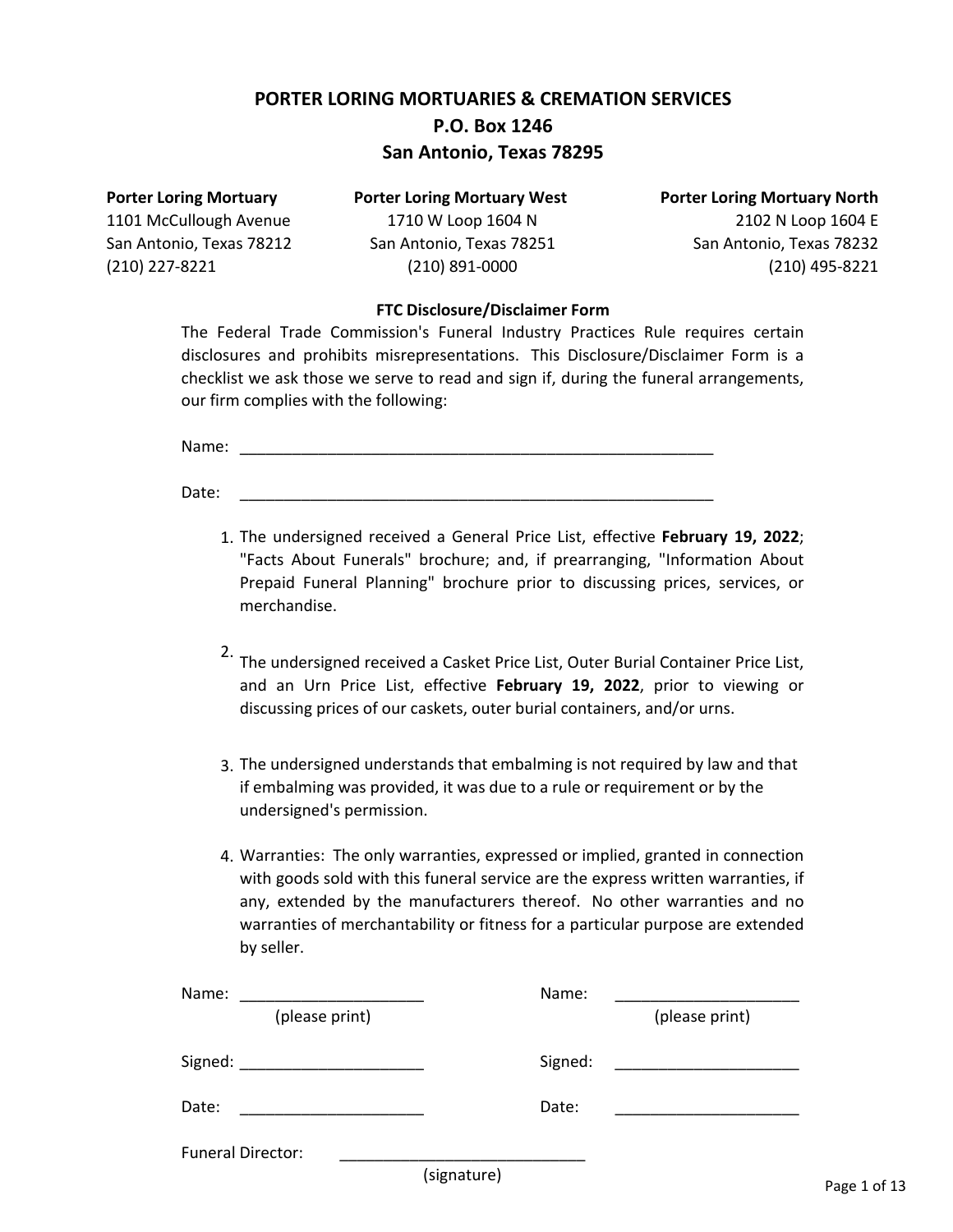# PORTER LORING MORTUARIES & CREMATION SERVICES
## P.O. Box 1246
## San Antonio, Texas 78295

**Porter Loring Mortuary**
1101 McCullough Avenue
San Antonio, Texas 78212
(210) 227-8221

**Porter Loring Mortuary West**
1710 W Loop 1604 N
San Antonio, Texas 78251
(210) 891-0000

**Porter Loring Mortuary North**
2102 N Loop 1604 E
San Antonio, Texas 78232
(210) 495-8221

**FTC Disclosure/Disclaimer Form**

The Federal Trade Commission's Funeral Industry Practices Rule requires certain disclosures and prohibits misrepresentations. This Disclosure/Disclaimer Form is a checklist we ask those we serve to read and sign if, during the funeral arrangements, our firm complies with the following:

Name: ________________________________________________________

Date: ________________________________________________________

1. The undersigned received a General Price List, effective **February 19, 2022**; "Facts About Funerals" brochure; and, if prearranging, "Information About Prepaid Funeral Planning" brochure prior to discussing prices, services, or merchandise.

2. The undersigned received a Casket Price List, Outer Burial Container Price List, and an Urn Price List, effective **February 19, 2022**, prior to viewing or discussing prices of our caskets, outer burial containers, and/or urns.

3. The undersigned understands that embalming is not required by law and that if embalming was provided, it was due to a rule or requirement or by the undersigned's permission.

4. Warranties: The only warranties, expressed or implied, granted in connection with goods sold with this funeral service are the express written warranties, if any, extended by the manufacturers thereof. No other warranties and no warranties of merchantability or fitness for a particular purpose are extended by seller.

Name: _____________________
(please print)

Signed: _____________________

Date: _____________________

Name: _____________________
(please print)

Signed: _____________________

Date: _____________________

Funeral Director: ____________________________
(signature)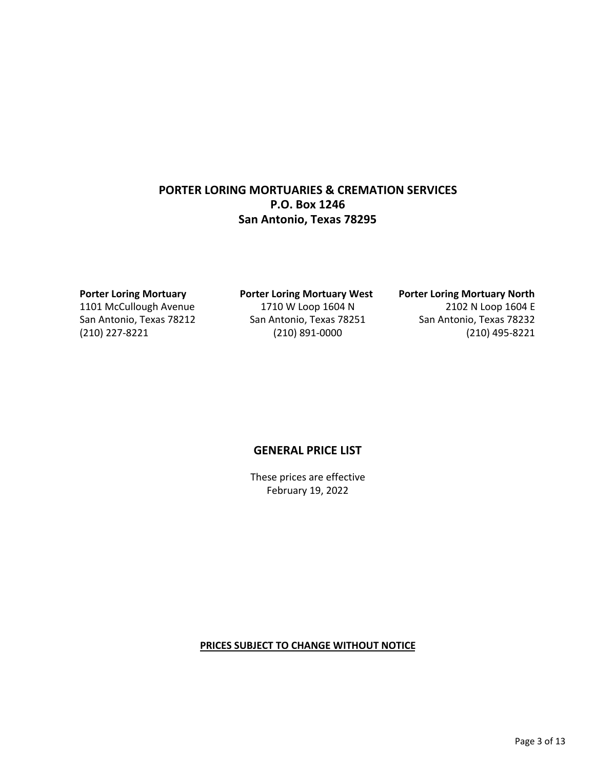# PORTER LORING MORTUARIES & CREMATION SERVICES
## P.O. Box 1246
## San Antonio, Texas 78295

**Porter Loring Mortuary**
1101 McCullough Avenue
San Antonio, Texas 78212
(210) 227-8221

**Porter Loring Mortuary West**
1710 W Loop 1604 N
San Antonio, Texas 78251
(210) 891-0000

**Porter Loring Mortuary North**
2102 N Loop 1604 E
San Antonio, Texas 78232
(210) 495-8221

## GENERAL PRICE LIST

These prices are effective
February 19, 2022

**PRICES SUBJECT TO CHANGE WITHOUT NOTICE**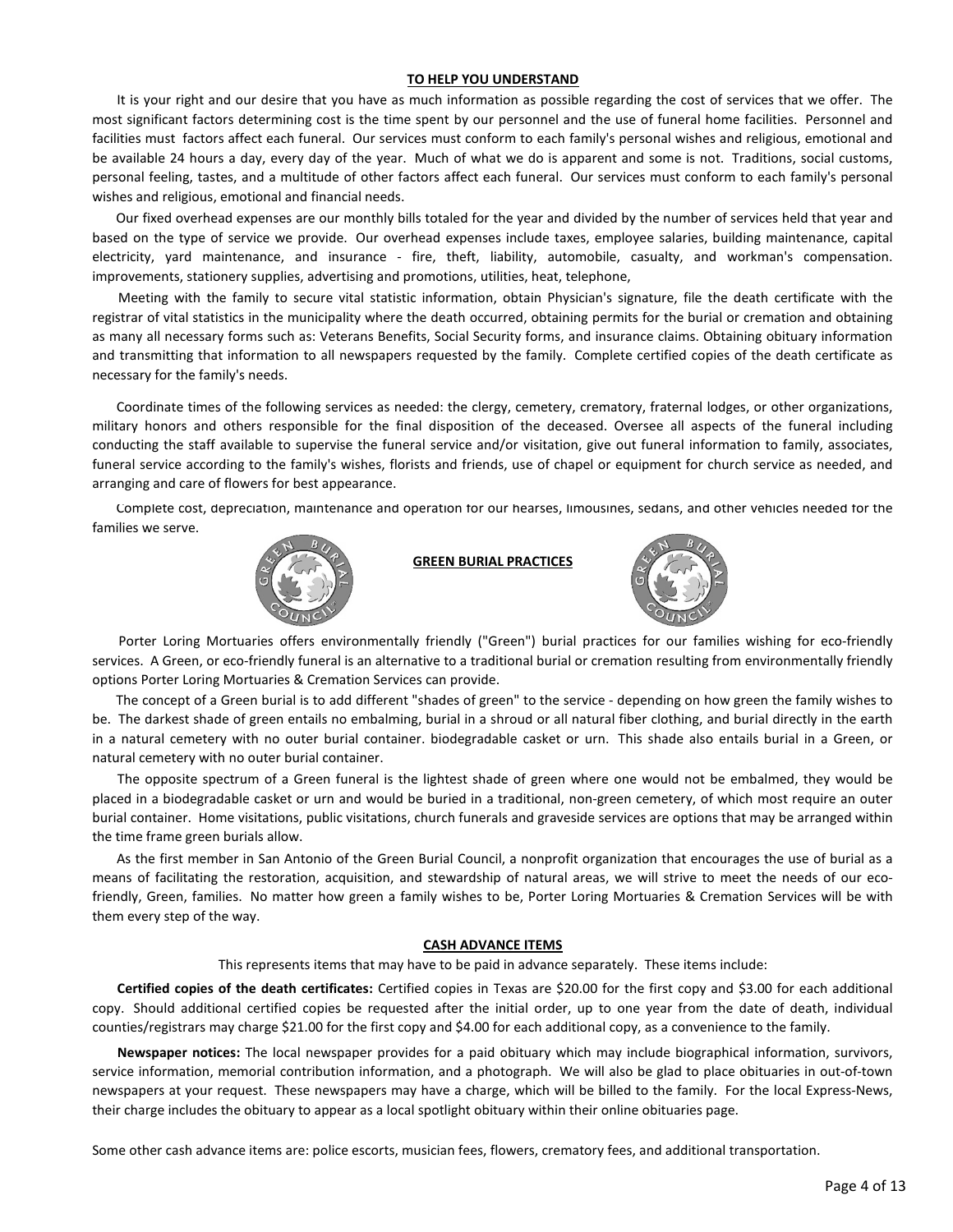## TO HELP YOU UNDERSTAND

It is your right and our desire that you have as much information as possible regarding the cost of services that we offer. The most significant factors determining cost is the time spent by our personnel and the use of funeral home facilities. Personnel and facilities must factors affect each funeral. Our services must conform to each family's personal wishes and religious, emotional and be available 24 hours a day, every day of the year. Much of what we do is apparent and some is not. Traditions, social customs, personal feeling, tastes, and a multitude of other factors affect each funeral. Our services must conform to each family's personal wishes and religious, emotional and financial needs.

Our fixed overhead expenses are our monthly bills totaled for the year and divided by the number of services held that year and based on the type of service we provide. Our overhead expenses include taxes, employee salaries, building maintenance, capital electricity, yard maintenance, and insurance - fire, theft, liability, automobile, casualty, and workman's compensation. improvements, stationery supplies, advertising and promotions, utilities, heat, telephone,

Meeting with the family to secure vital statistic information, obtain Physician's signature, file the death certificate with the registrar of vital statistics in the municipality where the death occurred, obtaining permits for the burial or cremation and obtaining as many all necessary forms such as: Veterans Benefits, Social Security forms, and insurance claims. Obtaining obituary information and transmitting that information to all newspapers requested by the family. Complete certified copies of the death certificate as necessary for the family's needs.

Coordinate times of the following services as needed: the clergy, cemetery, crematory, fraternal lodges, or other organizations, military honors and others responsible for the final disposition of the deceased. Oversee all aspects of the funeral including conducting the staff available to supervise the funeral service and/or visitation, give out funeral information to family, associates, funeral service according to the family's wishes, florists and friends, use of chapel or equipment for church service as needed, and arranging and care of flowers for best appearance.

Complete cost, depreciation, maintenance and operation for our hearses, limousines, sedans, and other vehicles needed for the families we serve.

## GREEN BURIAL PRACTICES

Porter Loring Mortuaries offers environmentally friendly ("Green") burial practices for our families wishing for eco-friendly services. A Green, or eco-friendly funeral is an alternative to a traditional burial or cremation resulting from environmentally friendly options Porter Loring Mortuaries & Cremation Services can provide.

The concept of a Green burial is to add different "shades of green" to the service - depending on how green the family wishes to be. The darkest shade of green entails no embalming, burial in a shroud or all natural fiber clothing, and burial directly in the earth in a natural cemetery with no outer burial container. biodegradable casket or urn. This shade also entails burial in a Green, or natural cemetery with no outer burial container.

The opposite spectrum of a Green funeral is the lightest shade of green where one would not be embalmed, they would be placed in a biodegradable casket or urn and would be buried in a traditional, non-green cemetery, of which most require an outer burial container. Home visitations, public visitations, church funerals and graveside services are options that may be arranged within the time frame green burials allow.

As the first member in San Antonio of the Green Burial Council, a nonprofit organization that encourages the use of burial as a means of facilitating the restoration, acquisition, and stewardship of natural areas, we will strive to meet the needs of our eco-friendly, Green, families. No matter how green a family wishes to be, Porter Loring Mortuaries & Cremation Services will be with them every step of the way.

## CASH ADVANCE ITEMS

This represents items that may have to be paid in advance separately. These items include:

**Certified copies of the death certificates:** Certified copies in Texas are $20.00 for the first copy and $3.00 for each additional copy. Should additional certified copies be requested after the initial order, up to one year from the date of death, individual counties/registrars may charge $21.00 for the first copy and $4.00 for each additional copy, as a convenience to the family.

**Newspaper notices:** The local newspaper provides for a paid obituary which may include biographical information, survivors, service information, memorial contribution information, and a photograph. We will also be glad to place obituaries in out-of-town newspapers at your request. These newspapers may have a charge, which will be billed to the family. For the local Express-News, their charge includes the obituary to appear as a local spotlight obituary within their online obituaries page.

Some other cash advance items are: police escorts, musician fees, flowers, crematory fees, and additional transportation.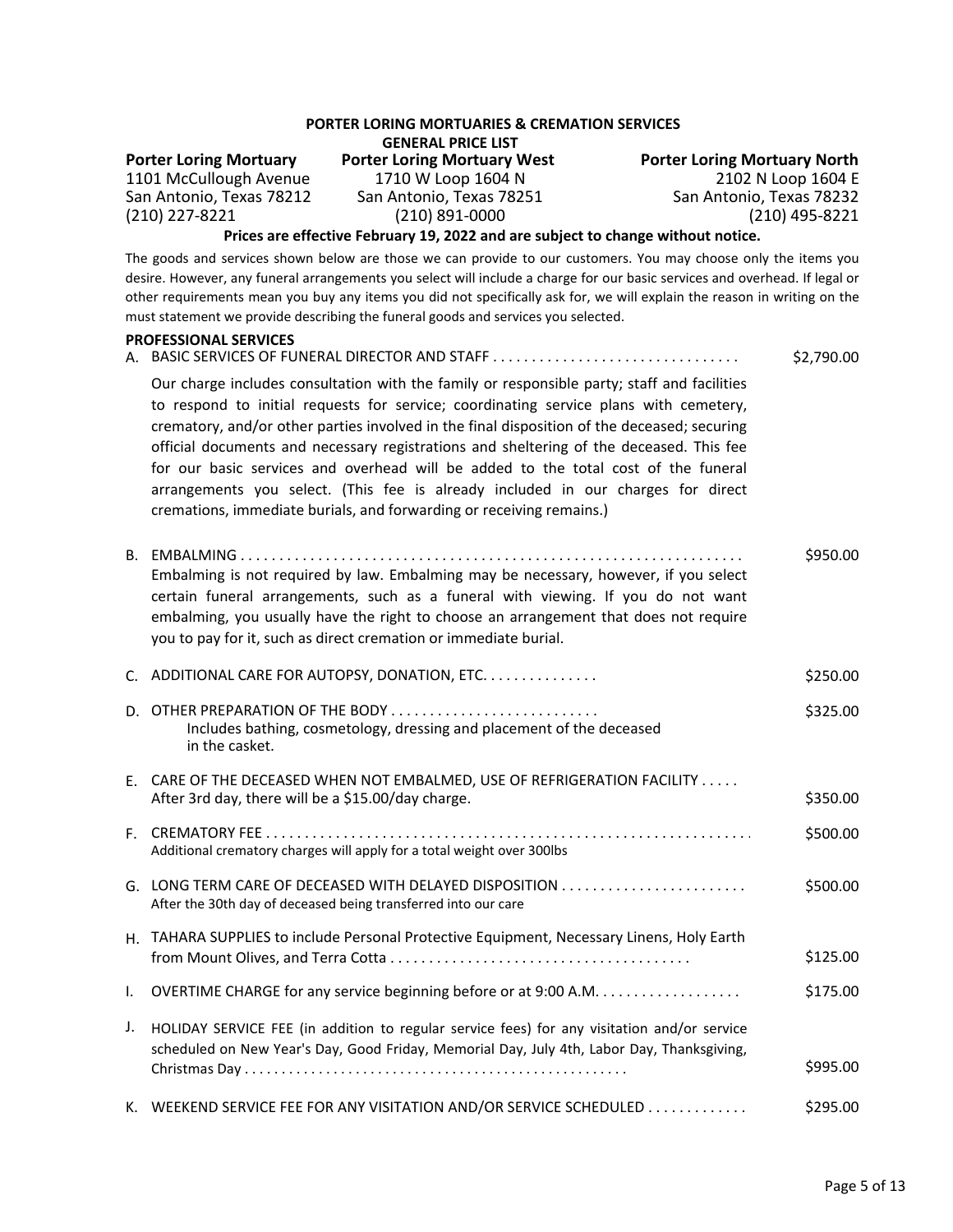**PORTER LORING MORTUARIES & CREMATION SERVICES**
**GENERAL PRICE LIST**

**Porter Loring Mortuary**
1101 McCullough Avenue
San Antonio, Texas 78212
(210) 227-8221

**Porter Loring Mortuary West**
1710 W Loop 1604 N
San Antonio, Texas 78251
(210) 891-0000

**Porter Loring Mortuary North**
2102 N Loop 1604 E
San Antonio, Texas 78232
(210) 495-8221

**Prices are effective February 19, 2022 and are subject to change without notice.**

The goods and services shown below are those we can provide to our customers. You may choose only the items you desire. However, any funeral arrangements you select will include a charge for our basic services and overhead. If legal or other requirements mean you buy any items you did not specifically ask for, we will explain the reason in writing on the must statement we provide describing the funeral goods and services you selected.

**PROFESSIONAL SERVICES**

A. BASIC SERVICES OF FUNERAL DIRECTOR AND STAFF . . . . . . . . . . . . . . . . . . . . . . . . . . . . . . . . $2,790.00

Our charge includes consultation with the family or responsible party; staff and facilities to respond to initial requests for service; coordinating service plans with cemetery, crematory, and/or other parties involved in the final disposition of the deceased; securing official documents and necessary registrations and sheltering of the deceased. This fee for our basic services and overhead will be added to the total cost of the funeral arrangements you select. (This fee is already included in our charges for direct cremations, immediate burials, and forwarding or receiving remains.)

B. EMBALMING . . . . . . . . . . . . . . . . . . . . . . . . . . . . . . . . . . . . . . . . . . . . . . . . . . . . . . . . . . . . . . . . $950.00

Embalming is not required by law. Embalming may be necessary, however, if you select certain funeral arrangements, such as a funeral with viewing. If you do not want embalming, you usually have the right to choose an arrangement that does not require you to pay for it, such as direct cremation or immediate burial.

C. ADDITIONAL CARE FOR AUTOPSY, DONATION, ETC. . . . . . . . . . . . . . . . $250.00

D. OTHER PREPARATION OF THE BODY . . . . . . . . . . . . . . . . . . . . . . . . . . . $325.00

Includes bathing, cosmetology, dressing and placement of the deceased in the casket.

E. CARE OF THE DECEASED WHEN NOT EMBALMED, USE OF REFRIGERATION FACILITY . . . . . $350.00

After 3rd day, there will be a $15.00/day charge.

F. CREMATORY FEE . . . . . . . . . . . . . . . . . . . . . . . . . . . . . . . . . . . . . . . . . . . . . . . . . . . . . . . . . . . . . . . $500.00

Additional crematory charges will apply for a total weight over 300lbs

G. LONG TERM CARE OF DECEASED WITH DELAYED DISPOSITION . . . . . . . . . . . . . . . . . . . . . . . . $500.00

After the 30th day of deceased being transferred into our care

H. TAHARA SUPPLIES to include Personal Protective Equipment, Necessary Linens, Holy Earth from Mount Olives, and Terra Cotta . . . . . . . . . . . . . . . . . . . . . . . . . . . . . . . . . . . . . . $125.00

I. OVERTIME CHARGE for any service beginning before or at 9:00 A.M. . . . . . . . . . . . . . . . . . . $175.00

J. HOLIDAY SERVICE FEE (in addition to regular service fees) for any visitation and/or service scheduled on New Year's Day, Good Friday, Memorial Day, July 4th, Labor Day, Thanksgiving, Christmas Day . . . . . . . . . . . . . . . . . . . . . . . . . . . . . . . . . . . . . . . . . . . . . . . . . . $995.00

K. WEEKEND SERVICE FEE FOR ANY VISITATION AND/OR SERVICE SCHEDULED . . . . . . . . . . . . $295.00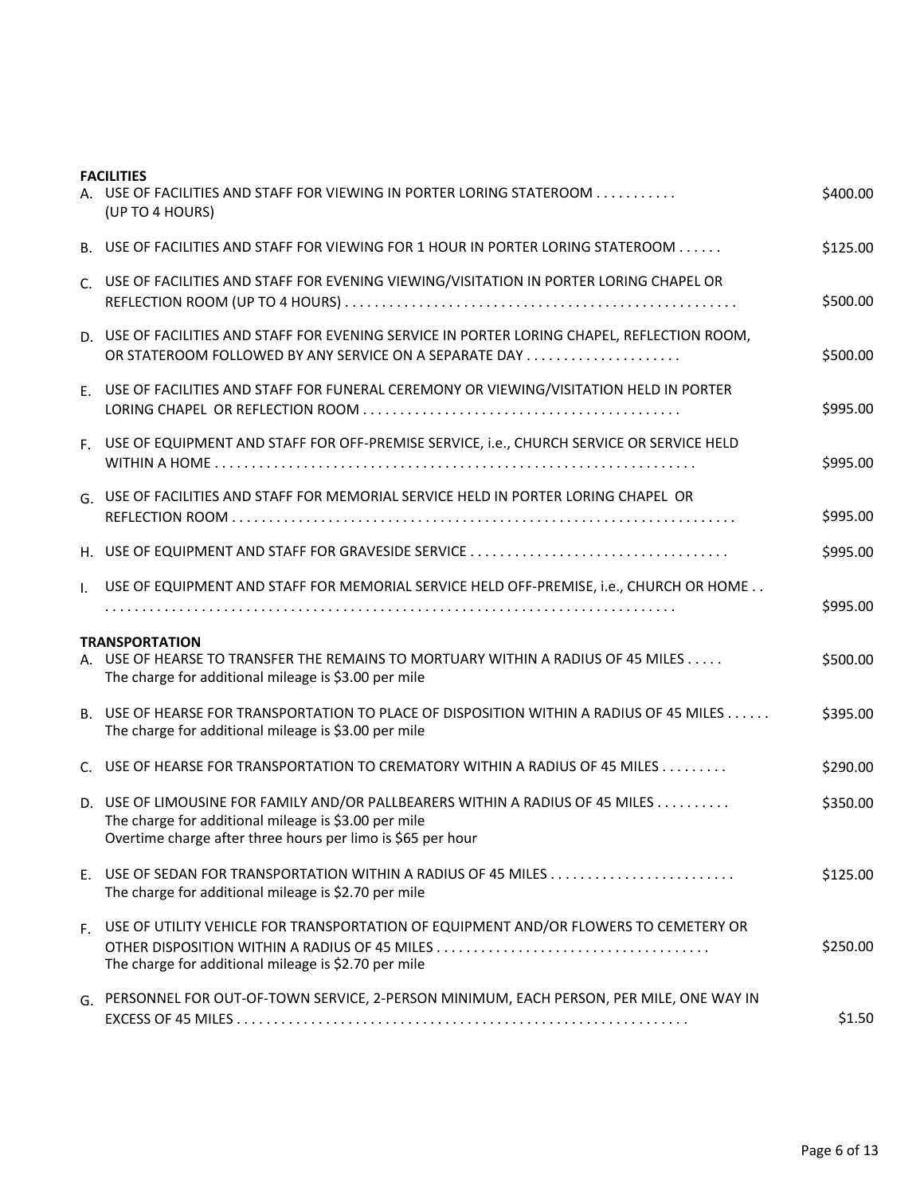**FACILITIES**

| | | |
|---|---|---|
| A. | USE OF FACILITIES AND STAFF FOR VIEWING IN PORTER LORING STATEROOM . . . . . . . . . . . (UP TO 4 HOURS) | $400.00 |
| B. | USE OF FACILITIES AND STAFF FOR VIEWING FOR 1 HOUR IN PORTER LORING STATEROOM . . . . . . | $125.00 |
| C. | USE OF FACILITIES AND STAFF FOR EVENING VIEWING/VISITATION IN PORTER LORING CHAPEL OR REFLECTION ROOM (UP TO 4 HOURS) . . . . . . . . . . . . . . . . . . . . . . . . . . . . . . . . . . . . . . . . . . . . . . . . . . . | $500.00 |
| D. | USE OF FACILITIES AND STAFF FOR EVENING SERVICE IN PORTER LORING CHAPEL, REFLECTION ROOM, OR STATEROOM FOLLOWED BY ANY SERVICE ON A SEPARATE DAY . . . . . . . . . . . . . . . . . . . . | $500.00 |
| E. | USE OF FACILITIES AND STAFF FOR FUNERAL CEREMONY OR VIEWING/VISITATION HELD IN PORTER LORING CHAPEL OR REFLECTION ROOM . . . . . . . . . . . . . . . . . . . . . . . . . . . . . . . . . . . . . . . . . . | $995.00 |
| F. | USE OF EQUIPMENT AND STAFF FOR OFF-PREMISE SERVICE, i.e., CHURCH SERVICE OR SERVICE HELD WITHIN A HOME . . . . . . . . . . . . . . . . . . . . . . . . . . . . . . . . . . . . . . . . . . . . . . . . . . . . . . . . . . . . . . . | $995.00 |
| G. | USE OF FACILITIES AND STAFF FOR MEMORIAL SERVICE HELD IN PORTER LORING CHAPEL OR REFLECTION ROOM . . . . . . . . . . . . . . . . . . . . . . . . . . . . . . . . . . . . . . . . . . . . . . . . . . . . . . . . . . . . . . . | $995.00 |
| H. | USE OF EQUIPMENT AND STAFF FOR GRAVESIDE SERVICE . . . . . . . . . . . . . . . . . . . . . . . . . . . . . . . . . . | $995.00 |
| I. | USE OF EQUIPMENT AND STAFF FOR MEMORIAL SERVICE HELD OFF-PREMISE, i.e., CHURCH OR HOME . . . . . . . . . . . . . . . . . . . . . . . . . . . . . . . . . . . . . . . . . . . . . . . . . . . . . . . . . . . . . . . . . . . . . . . . . . . | $995.00 |

**TRANSPORTATION**

| | | |
|---|---|---|
| A. | USE OF HEARSE TO TRANSFER THE REMAINS TO MORTUARY WITHIN A RADIUS OF 45 MILES . . . . . The charge for additional mileage is $3.00 per mile | $500.00 |
| B. | USE OF HEARSE FOR TRANSPORTATION TO PLACE OF DISPOSITION WITHIN A RADIUS OF 45 MILES . . . . . . The charge for additional mileage is $3.00 per mile | $395.00 |
| C. | USE OF HEARSE FOR TRANSPORTATION TO CREMATORY WITHIN A RADIUS OF 45 MILES . . . . . . . . . | $290.00 |
| D. | USE OF LIMOUSINE FOR FAMILY AND/OR PALLBEARERS WITHIN A RADIUS OF 45 MILES . . . . . . . . . . The charge for additional mileage is $3.00 per mile<br>Overtime charge after three hours per limo is $65 per hour | $350.00 |
| E. | USE OF SEDAN FOR TRANSPORTATION WITHIN A RADIUS OF 45 MILES . . . . . . . . . . . . . . . . . . . . . . . . . The charge for additional mileage is $2.70 per mile | $125.00 |
| F. | USE OF UTILITY VEHICLE FOR TRANSPORTATION OF EQUIPMENT AND/OR FLOWERS TO CEMETERY OR OTHER DISPOSITION WITHIN A RADIUS OF 45 MILES . . . . . . . . . . . . . . . . . . . . . . . . . . . . . . . . . . . . The charge for additional mileage is $2.70 per mile | $250.00 |
| G. | PERSONNEL FOR OUT-OF-TOWN SERVICE, 2-PERSON MINIMUM, EACH PERSON, PER MILE, ONE WAY IN EXCESS OF 45 MILES . . . . . . . . . . . . . . . . . . . . . . . . . . . . . . . . . . . . . . . . . . . . . . . . . . . . . . . . . . . . | $1.50 |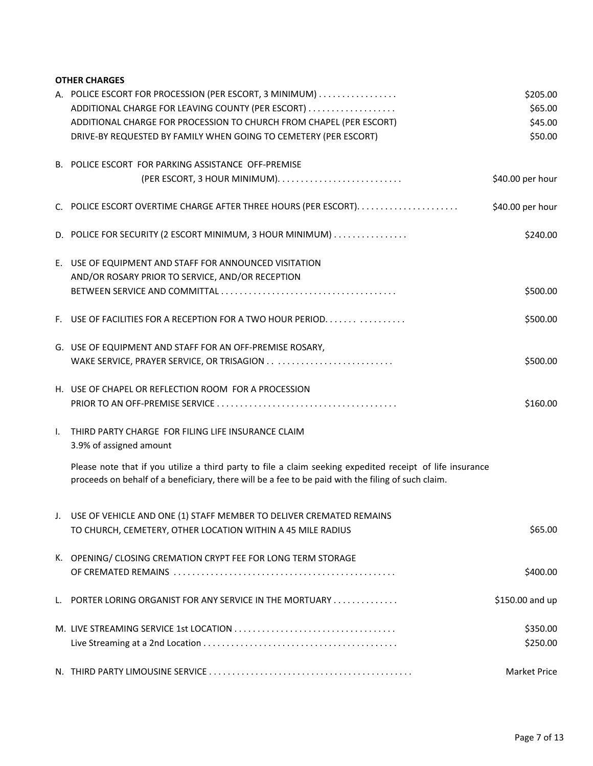**OTHER CHARGES**

| | | |
|---|---|---|
| A. | POLICE ESCORT FOR PROCESSION (PER ESCORT, 3 MINIMUM) . . . . . . . . . . . . . . . . | $205.00 |
| | ADDITIONAL CHARGE FOR LEAVING COUNTY (PER ESCORT) . . . . . . . . . . . . . . . . . . | $65.00 |
| | ADDITIONAL CHARGE FOR PROCESSION TO CHURCH FROM CHAPEL (PER ESCORT) | $45.00 |
| | DRIVE-BY REQUESTED BY FAMILY WHEN GOING TO CEMETERY (PER ESCORT) | $50.00 |
| B. | POLICE ESCORT FOR PARKING ASSISTANCE OFF-PREMISE (PER ESCORT, 3 HOUR MINIMUM). . . . . . . . . . . . . . . . . . . . . . . . . . | $40.00 per hour |
| C. | POLICE ESCORT OVERTIME CHARGE AFTER THREE HOURS (PER ESCORT). . . . . . . . . . . . . . . . . . . . . . | $40.00 per hour |
| D. | POLICE FOR SECURITY (2 ESCORT MINIMUM, 3 HOUR MINIMUM) . . . . . . . . . . . . . . . | $240.00 |
| E. | USE OF EQUIPMENT AND STAFF FOR ANNOUNCED VISITATION AND/OR ROSARY PRIOR TO SERVICE, AND/OR RECEPTION BETWEEN SERVICE AND COMMITTAL . . . . . . . . . . . . . . . . . . . . . . . . . . . . . . . . . . . . . | $500.00 |
| F. | USE OF FACILITIES FOR A RECEPTION FOR A TWO HOUR PERIOD. . . . . . . . . . . . . . . . | $500.00 |
| G. | USE OF EQUIPMENT AND STAFF FOR AN OFF-PREMISE ROSARY, WAKE SERVICE, PRAYER SERVICE, OR TRISAGION . . . . . . . . . . . . . . . . . . . . . . . . . . . | $500.00 |
| H. | USE OF CHAPEL OR REFLECTION ROOM FOR A PROCESSION PRIOR TO AN OFF-PREMISE SERVICE . . . . . . . . . . . . . . . . . . . . . . . . . . . . . . . . . . . . . . | $160.00 |
| I. | THIRD PARTY CHARGE FOR FILING LIFE INSURANCE CLAIM<br>3.9% of assigned amount | |

Please note that if you utilize a third party to file a claim seeking expedited receipt of life insurance proceeds on behalf of a beneficiary, there will be a fee to be paid with the filing of such claim.

| | | |
|---|---|---|
| J. | USE OF VEHICLE AND ONE (1) STAFF MEMBER TO DELIVER CREMATED REMAINS TO CHURCH, CEMETERY, OTHER LOCATION WITHIN A 45 MILE RADIUS | $65.00 |
| K. | OPENING/ CLOSING CREMATION CRYPT FEE FOR LONG TERM STORAGE OF CREMATED REMAINS . . . . . . . . . . . . . . . . . . . . . . . . . . . . . . . . . . . . . . . . . . . . . . | $400.00 |
| L. | PORTER LORING ORGANIST FOR ANY SERVICE IN THE MORTUARY . . . . . . . . . . . . . | $150.00 and up |
| M. | LIVE STREAMING SERVICE 1st LOCATION . . . . . . . . . . . . . . . . . . . . . . . . . . . . . . . . . . | $350.00 |
| | Live Streaming at a 2nd Location . . . . . . . . . . . . . . . . . . . . . . . . . . . . . . . . . . . . . . . . . | $250.00 |
| N. | THIRD PARTY LIMOUSINE SERVICE . . . . . . . . . . . . . . . . . . . . . . . . . . . . . . . . . . . . . . . . . . | Market Price |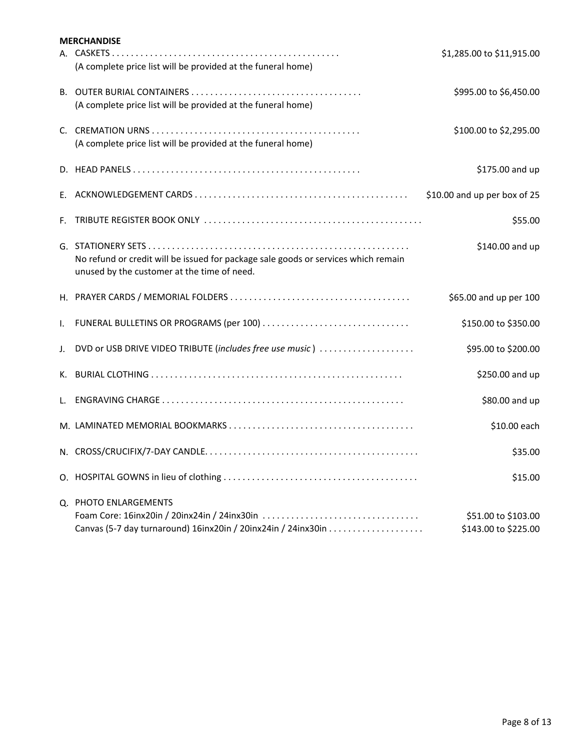**MERCHANDISE**

A. CASKETS . . . . . . . . . . . . . . . . . . . . . . . . . . . . . . . . . . . . . . . . . . . . . . $1,285.00 to $11,915.00
(A complete price list will be provided at the funeral home)

B. OUTER BURIAL CONTAINERS . . . . . . . . . . . . . . . . . . . . . . . . . . . . . . . . . . . $995.00 to $6,450.00
(A complete price list will be provided at the funeral home)

C. CREMATION URNS . . . . . . . . . . . . . . . . . . . . . . . . . . . . . . . . . . . . . . . . . . $100.00 to $2,295.00
(A complete price list will be provided at the funeral home)

D. HEAD PANELS . . . . . . . . . . . . . . . . . . . . . . . . . . . . . . . . . . . . . . . . . . . . . . $175.00 and up

E. ACKNOWLEDGEMENT CARDS . . . . . . . . . . . . . . . . . . . . . . . . . . . . . . . . . . . . . . . . . . . . $10.00 and up per box of 25

F. TRIBUTE REGISTER BOOK ONLY . . . . . . . . . . . . . . . . . . . . . . . . . . . . . . . . . . . . . . . . . . . . $55.00

G. STATIONERY SETS . . . . . . . . . . . . . . . . . . . . . . . . . . . . . . . . . . . . . . . . . . . . . . . . . . . . . $140.00 and up
No refund or credit will be issued for package sale goods or services which remain unused by the customer at the time of need.

H. PRAYER CARDS / MEMORIAL FOLDERS . . . . . . . . . . . . . . . . . . . . . . . . . . . . . . . . . . . . . $65.00 and up per 100

I. FUNERAL BULLETINS OR PROGRAMS (per 100) . . . . . . . . . . . . . . . . . . . . . . . . . . . . . . $150.00 to $350.00

J. DVD or USB DRIVE VIDEO TRIBUTE (*includes free use music*) . . . . . . . . . . . . . . . . . . . $95.00 to $200.00

K. BURIAL CLOTHING . . . . . . . . . . . . . . . . . . . . . . . . . . . . . . . . . . . . . . . . . . . . . . . . . . . $250.00 and up

L. ENGRAVING CHARGE . . . . . . . . . . . . . . . . . . . . . . . . . . . . . . . . . . . . . . . . . . . . . . . . . $80.00 and up

M. LAMINATED MEMORIAL BOOKMARKS . . . . . . . . . . . . . . . . . . . . . . . . . . . . . . . . . . . . . $10.00 each

N. CROSS/CRUCIFIX/7-DAY CANDLE. . . . . . . . . . . . . . . . . . . . . . . . . . . . . . . . . . . . . . . . . . $35.00

O. HOSPITAL GOWNS in lieu of clothing . . . . . . . . . . . . . . . . . . . . . . . . . . . . . . . . . . . . . . . $15.00

Q. PHOTO ENLARGEMENTS
Foam Core: 16inx20in / 20inx24in / 24inx30in . . . . . . . . . . . . . . . . . . . . . . . . . . . . . . . . $51.00 to $103.00
Canvas (5-7 day turnaround) 16inx20in / 20inx24in / 24inx30in . . . . . . . . . . . . . . . . . . . $143.00 to $225.00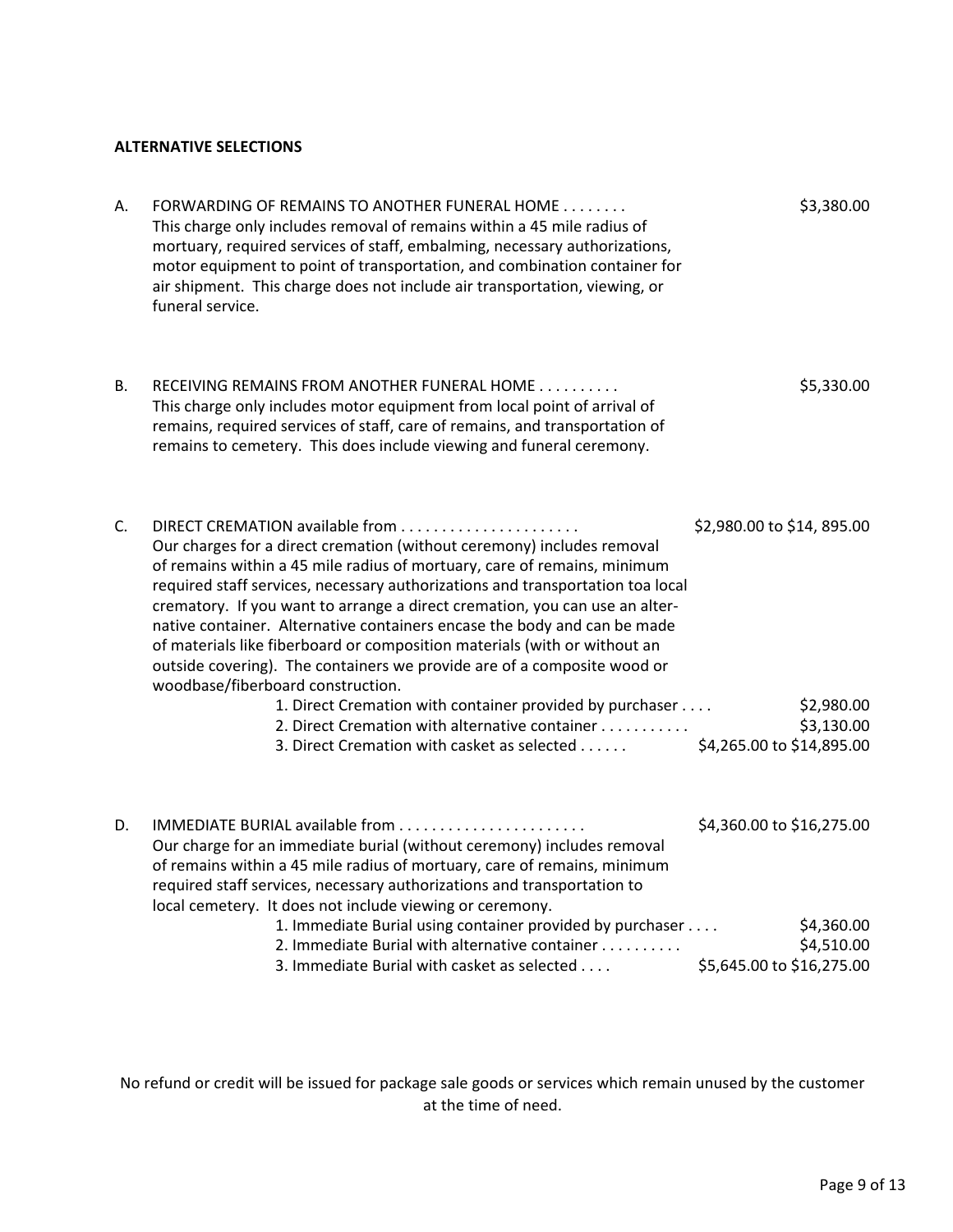**ALTERNATIVE SELECTIONS**

A. FORWARDING OF REMAINS TO ANOTHER FUNERAL HOME . . . . . . . . $3,380.00
This charge only includes removal of remains within a 45 mile radius of mortuary, required services of staff, embalming, necessary authorizations, motor equipment to point of transportation, and combination container for air shipment. This charge does not include air transportation, viewing, or funeral service.

B. RECEIVING REMAINS FROM ANOTHER FUNERAL HOME . . . . . . . . . . $5,330.00
This charge only includes motor equipment from local point of arrival of remains, required services of staff, care of remains, and transportation of remains to cemetery. This does include viewing and funeral ceremony.

C. DIRECT CREMATION available from . . . . . . . . . . . . . . . . . . . . . . $2,980.00 to $14, 895.00
Our charges for a direct cremation (without ceremony) includes removal of remains within a 45 mile radius of mortuary, care of remains, minimum required staff services, necessary authorizations and transportation toa local crematory. If you want to arrange a direct cremation, you can use an alternative container. Alternative containers encase the body and can be made of materials like fiberboard or composition materials (with or without an outside covering). The containers we provide are of a composite wood or woodbase/fiberboard construction.

1. Direct Cremation with container provided by purchaser . . . . $2,980.00
2. Direct Cremation with alternative container . . . . . . . . . . . $3,130.00
3. Direct Cremation with casket as selected . . . . . . $4,265.00 to $14,895.00

D. IMMEDIATE BURIAL available from . . . . . . . . . . . . . . . . . . . . . . . $4,360.00 to $16,275.00
Our charge for an immediate burial (without ceremony) includes removal of remains within a 45 mile radius of mortuary, care of remains, minimum required staff services, necessary authorizations and transportation to local cemetery. It does not include viewing or ceremony.

1. Immediate Burial using container provided by purchaser . . . . $4,360.00
2. Immediate Burial with alternative container . . . . . . . . . . $4,510.00
3. Immediate Burial with casket as selected . . . . $5,645.00 to $16,275.00

No refund or credit will be issued for package sale goods or services which remain unused by the customer at the time of need.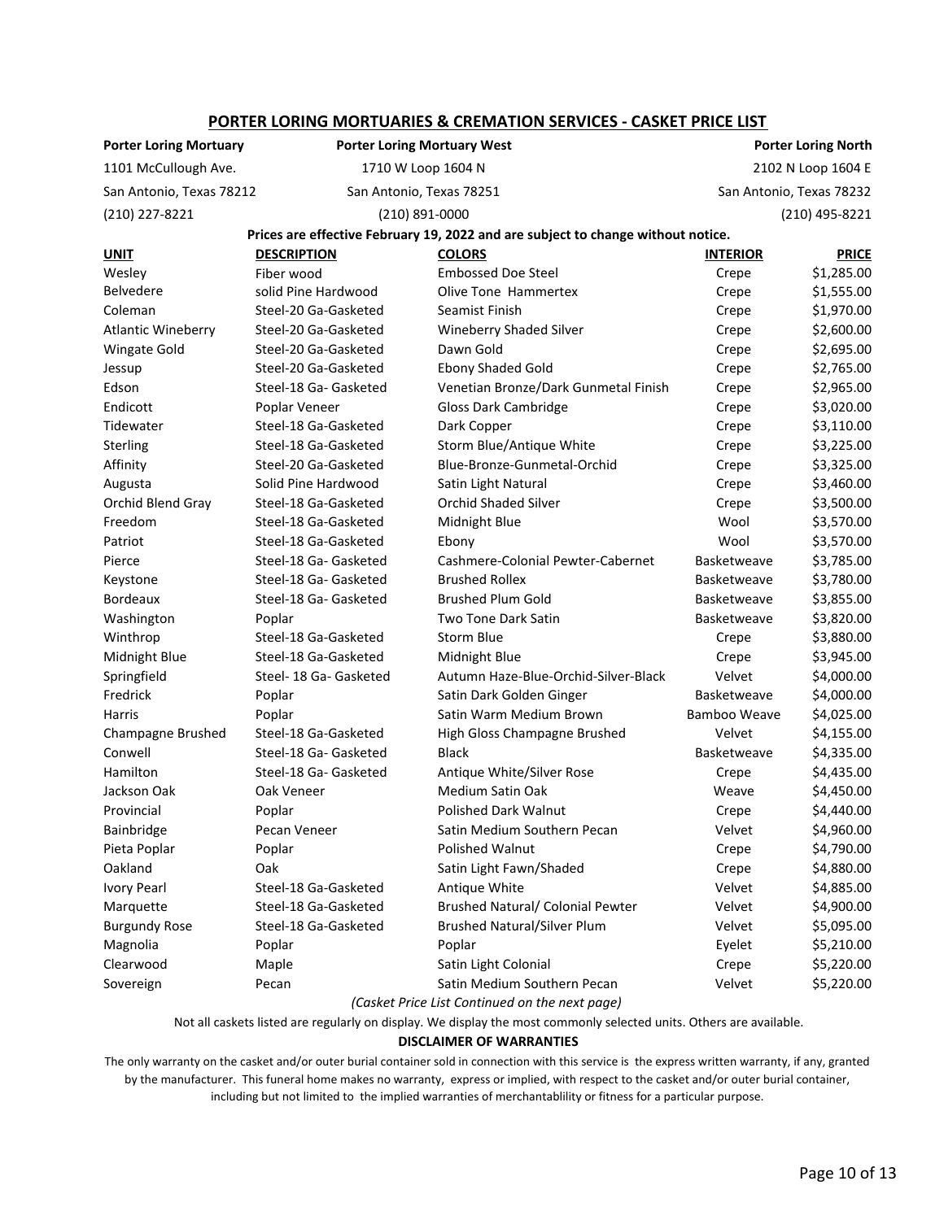## PORTER LORING MORTUARIES & CREMATION SERVICES - CASKET PRICE LIST

| Porter Loring Mortuary | Porter Loring Mortuary West | Porter Loring North |
|---|---|---|
| 1101 McCullough Ave. | 1710 W Loop 1604 N | 2102 N Loop 1604 E |
| San Antonio, Texas 78212 | San Antonio, Texas 78251 | San Antonio, Texas 78232 |
| (210) 227-8221 | (210) 891-0000 | (210) 495-8221 |

**Prices are effective February 19, 2022 and are subject to change without notice.**

| UNIT | DESCRIPTION | COLORS | INTERIOR | PRICE |
|---|---|---|---|---|
| Wesley | Fiber wood | Embossed Doe Steel | Crepe | $1,285.00 |
| Belvedere | solid Pine Hardwood | Olive Tone Hammertex | Crepe | $1,555.00 |
| Coleman | Steel-20 Ga-Gasketed | Seamist Finish | Crepe | $1,970.00 |
| Atlantic Wineberry | Steel-20 Ga-Gasketed | Wineberry Shaded Silver | Crepe | $2,600.00 |
| Wingate Gold | Steel-20 Ga-Gasketed | Dawn Gold | Crepe | $2,695.00 |
| Jessup | Steel-20 Ga-Gasketed | Ebony Shaded Gold | Crepe | $2,765.00 |
| Edson | Steel-18 Ga- Gasketed | Venetian Bronze/Dark Gunmetal Finish | Crepe | $2,965.00 |
| Endicott | Poplar Veneer | Gloss Dark Cambridge | Crepe | $3,020.00 |
| Tidewater | Steel-18 Ga-Gasketed | Dark Copper | Crepe | $3,110.00 |
| Sterling | Steel-18 Ga-Gasketed | Storm Blue/Antique White | Crepe | $3,225.00 |
| Affinity | Steel-20 Ga-Gasketed | Blue-Bronze-Gunmetal-Orchid | Crepe | $3,325.00 |
| Augusta | Solid Pine Hardwood | Satin Light Natural | Crepe | $3,460.00 |
| Orchid Blend Gray | Steel-18 Ga-Gasketed | Orchid Shaded Silver | Crepe | $3,500.00 |
| Freedom | Steel-18 Ga-Gasketed | Midnight Blue | Wool | $3,570.00 |
| Patriot | Steel-18 Ga-Gasketed | Ebony | Wool | $3,570.00 |
| Pierce | Steel-18 Ga- Gasketed | Cashmere-Colonial Pewter-Cabernet | Basketweave | $3,785.00 |
| Keystone | Steel-18 Ga- Gasketed | Brushed Rollex | Basketweave | $3,780.00 |
| Bordeaux | Steel-18 Ga- Gasketed | Brushed Plum Gold | Basketweave | $3,855.00 |
| Washington | Poplar | Two Tone Dark Satin | Basketweave | $3,820.00 |
| Winthrop | Steel-18 Ga-Gasketed | Storm Blue | Crepe | $3,880.00 |
| Midnight Blue | Steel-18 Ga-Gasketed | Midnight Blue | Crepe | $3,945.00 |
| Springfield | Steel- 18 Ga- Gasketed | Autumn Haze-Blue-Orchid-Silver-Black | Velvet | $4,000.00 |
| Fredrick | Poplar | Satin Dark Golden Ginger | Basketweave | $4,000.00 |
| Harris | Poplar | Satin Warm Medium Brown | Bamboo Weave | $4,025.00 |
| Champagne Brushed | Steel-18 Ga-Gasketed | High Gloss Champagne Brushed | Velvet | $4,155.00 |
| Conwell | Steel-18 Ga- Gasketed | Black | Basketweave | $4,335.00 |
| Hamilton | Steel-18 Ga- Gasketed | Antique White/Silver Rose | Crepe | $4,435.00 |
| Jackson Oak | Oak Veneer | Medium Satin Oak | Weave | $4,450.00 |
| Provincial | Poplar | Polished Dark Walnut | Crepe | $4,440.00 |
| Bainbridge | Pecan Veneer | Satin Medium Southern Pecan | Velvet | $4,960.00 |
| Pieta Poplar | Poplar | Polished Walnut | Crepe | $4,790.00 |
| Oakland | Oak | Satin Light Fawn/Shaded | Crepe | $4,880.00 |
| Ivory Pearl | Steel-18 Ga-Gasketed | Antique White | Velvet | $4,885.00 |
| Marquette | Steel-18 Ga-Gasketed | Brushed Natural/ Colonial Pewter | Velvet | $4,900.00 |
| Burgundy Rose | Steel-18 Ga-Gasketed | Brushed Natural/Silver Plum | Velvet | $5,095.00 |
| Magnolia | Poplar | Poplar | Eyelet | $5,210.00 |
| Clearwood | Maple | Satin Light Colonial | Crepe | $5,220.00 |
| Sovereign | Pecan | Satin Medium Southern Pecan | Velvet | $5,220.00 |

*(Casket Price List Continued on the next page)*

Not all caskets listed are regularly on display. We display the most commonly selected units. Others are available.

**DISCLAIMER OF WARRANTIES**

The only warranty on the casket and/or outer burial container sold in connection with this service is the express written warranty, if any, granted by the manufacturer. This funeral home makes no warranty, express or implied, with respect to the casket and/or outer burial container, including but not limited to the implied warranties of merchantablility or fitness for a particular purpose.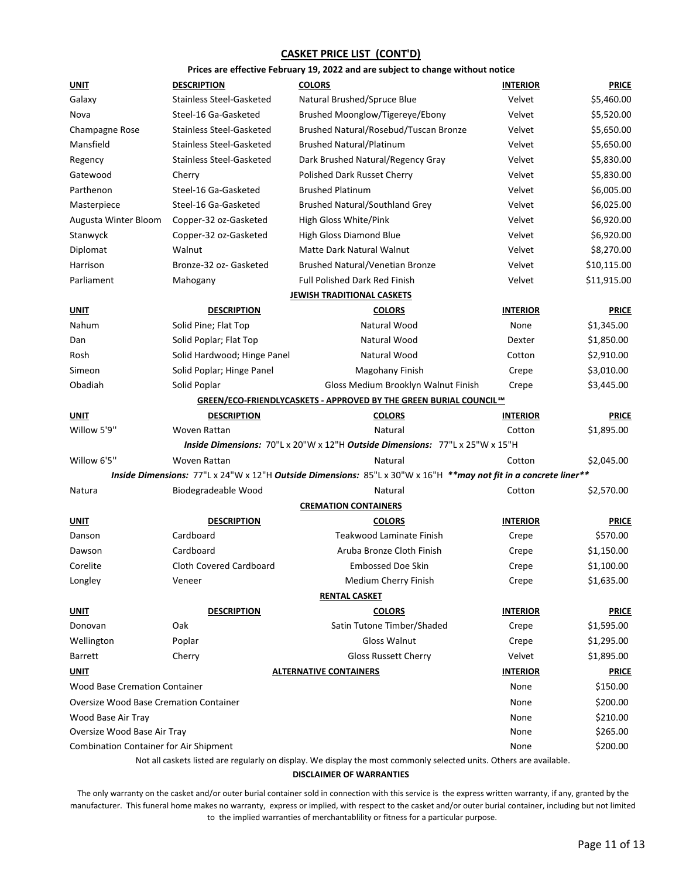## CASKET PRICE LIST (CONT'D)

**Prices are effective February 19, 2022 and are subject to change without notice**

| UNIT | DESCRIPTION | COLORS | INTERIOR | PRICE |
|---|---|---|---|---|
| Galaxy | Stainless Steel-Gasketed | Natural Brushed/Spruce Blue | Velvet | $5,460.00 |
| Nova | Steel-16 Ga-Gasketed | Brushed Moonglow/Tigereye/Ebony | Velvet | $5,520.00 |
| Champagne Rose | Stainless Steel-Gasketed | Brushed Natural/Rosebud/Tuscan Bronze | Velvet | $5,650.00 |
| Mansfield | Stainless Steel-Gasketed | Brushed Natural/Platinum | Velvet | $5,650.00 |
| Regency | Stainless Steel-Gasketed | Dark Brushed Natural/Regency Gray | Velvet | $5,830.00 |
| Gatewood | Cherry | Polished Dark Russet Cherry | Velvet | $5,830.00 |
| Parthenon | Steel-16 Ga-Gasketed | Brushed Platinum | Velvet | $6,005.00 |
| Masterpiece | Steel-16 Ga-Gasketed | Brushed Natural/Southland Grey | Velvet | $6,025.00 |
| Augusta Winter Bloom | Copper-32 oz-Gasketed | High Gloss White/Pink | Velvet | $6,920.00 |
| Stanwyck | Copper-32 oz-Gasketed | High Gloss Diamond Blue | Velvet | $6,920.00 |
| Diplomat | Walnut | Matte Dark Natural Walnut | Velvet | $8,270.00 |
| Harrison | Bronze-32 oz- Gasketed | Brushed Natural/Venetian Bronze | Velvet | $10,115.00 |
| Parliament | Mahogany | Full Polished Dark Red Finish | Velvet | $11,915.00 |

### JEWISH TRADITIONAL CASKETS

| UNIT | DESCRIPTION | COLORS | INTERIOR | PRICE |
|---|---|---|---|---|
| Nahum | Solid Pine; Flat Top | Natural Wood | None | $1,345.00 |
| Dan | Solid Poplar; Flat Top | Natural Wood | Dexter | $1,850.00 |
| Rosh | Solid Hardwood; Hinge Panel | Natural Wood | Cotton | $2,910.00 |
| Simeon | Solid Poplar; Hinge Panel | Magohany Finish | Crepe | $3,010.00 |
| Obadiah | Solid Poplar | Gloss Medium Brooklyn Walnut Finish | Crepe | $3,445.00 |

### GREEN/ECO-FRIENDLYCASKETS - APPROVED BY THE GREEN BURIAL COUNCIL℠

| UNIT | DESCRIPTION | COLORS | INTERIOR | PRICE |
|---|---|---|---|---|
| Willow 5'9'' | Woven Rattan | Natural | Cotton | $1,895.00 |
| | ***Inside Dimensions:*** 70"L x 20"W x 12"H ***Outside Dimensions:*** 77"L x 25"W x 15"H | | | |
| Willow 6'5'' | Woven Rattan | Natural | Cotton | $2,045.00 |
| | ***Inside Dimensions:*** 77"L x 24"W x 12"H ***Outside Dimensions:*** 85"L x 30"W x 16"H ***\*\*may not fit in a concrete liner\*\**** | | | |
| Natura | Biodegradeable Wood | Natural | Cotton | $2,570.00 |

### CREMATION CONTAINERS

| UNIT | DESCRIPTION | COLORS | INTERIOR | PRICE |
|---|---|---|---|---|
| Danson | Cardboard | Teakwood Laminate Finish | Crepe | $570.00 |
| Dawson | Cardboard | Aruba Bronze Cloth Finish | Crepe | $1,150.00 |
| Corelite | Cloth Covered Cardboard | Embossed Doe Skin | Crepe | $1,100.00 |
| Longley | Veneer | Medium Cherry Finish | Crepe | $1,635.00 |

### RENTAL CASKET

| UNIT | DESCRIPTION | COLORS | INTERIOR | PRICE |
|---|---|---|---|---|
| Donovan | Oak | Satin Tutone Timber/Shaded | Crepe | $1,595.00 |
| Wellington | Poplar | Gloss Walnut | Crepe | $1,295.00 |
| Barrett | Cherry | Gloss Russett Cherry | Velvet | $1,895.00 |

| UNIT | ALTERNATIVE CONTAINERS | INTERIOR | PRICE |
|---|---|---|---|
| Wood Base Cremation Container | | None | $150.00 |
| Oversize Wood Base Cremation Container | | None | $200.00 |
| Wood Base Air Tray | | None | $210.00 |
| Oversize Wood Base Air Tray | | None | $265.00 |
| Combination Container for Air Shipment | | None | $200.00 |

Not all caskets listed are regularly on display. We display the most commonly selected units. Others are available.

**DISCLAIMER OF WARRANTIES**

The only warranty on the casket and/or outer burial container sold in connection with this service is the express written warranty, if any, granted by the manufacturer. This funeral home makes no warranty, express or implied, with respect to the casket and/or outer burial container, including but not limited to the implied warranties of merchantablility or fitness for a particular purpose.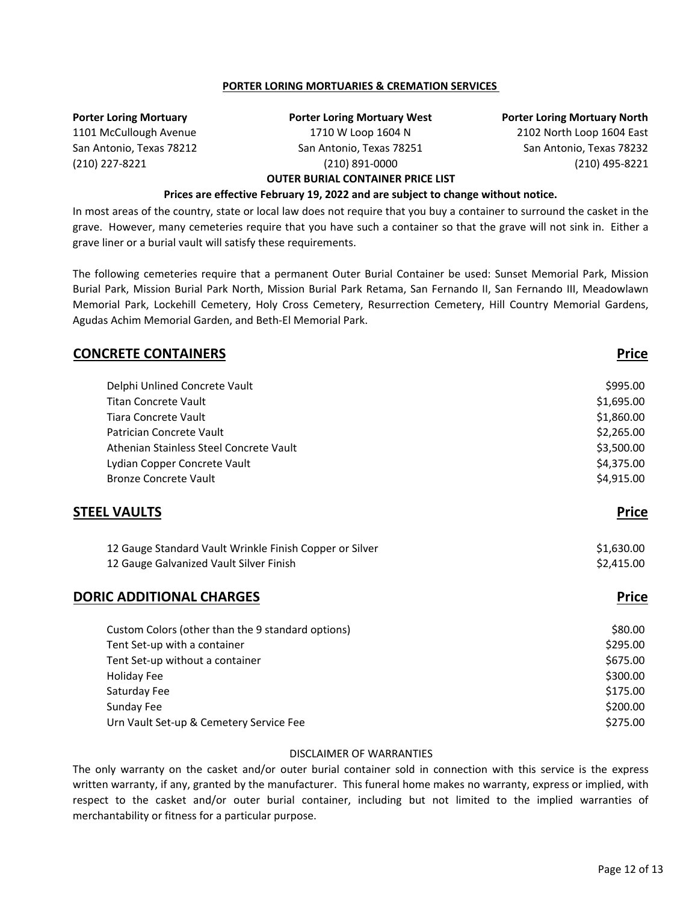**PORTER LORING MORTUARIES & CREMATION SERVICES**

| Porter Loring Mortuary | Porter Loring Mortuary West | Porter Loring Mortuary North |
|---|---|---|
| 1101 McCullough Avenue | 1710 W Loop 1604 N | 2102 North Loop 1604 East |
| San Antonio, Texas 78212 | San Antonio, Texas 78251 | San Antonio, Texas 78232 |
| (210) 227-8221 | (210) 891-0000 | (210) 495-8221 |

**OUTER BURIAL CONTAINER PRICE LIST**

**Prices are effective February 19, 2022 and are subject to change without notice.**

In most areas of the country, state or local law does not require that you buy a container to surround the casket in the grave. However, many cemeteries require that you have such a container so that the grave will not sink in. Either a grave liner or a burial vault will satisfy these requirements.

The following cemeteries require that a permanent Outer Burial Container be used: Sunset Memorial Park, Mission Burial Park, Mission Burial Park North, Mission Burial Park Retama, San Fernando II, San Fernando III, Meadowlawn Memorial Park, Lockehill Cemetery, Holy Cross Cemetery, Resurrection Cemetery, Hill Country Memorial Gardens, Agudas Achim Memorial Garden, and Beth-El Memorial Park.

## CONCRETE CONTAINERS

| Item | Price |
|---|---|
| Delphi Unlined Concrete Vault | $995.00 |
| Titan Concrete Vault | $1,695.00 |
| Tiara Concrete Vault | $1,860.00 |
| Patrician Concrete Vault | $2,265.00 |
| Athenian Stainless Steel Concrete Vault | $3,500.00 |
| Lydian Copper Concrete Vault | $4,375.00 |
| Bronze Concrete Vault | $4,915.00 |

## STEEL VAULTS

| Item | Price |
|---|---|
| 12 Gauge Standard Vault Wrinkle Finish Copper or Silver | $1,630.00 |
| 12 Gauge Galvanized Vault Silver Finish | $2,415.00 |

## DORIC ADDITIONAL CHARGES

| Item | Price |
|---|---|
| Custom Colors (other than the 9 standard options) | $80.00 |
| Tent Set-up with a container | $295.00 |
| Tent Set-up without a container | $675.00 |
| Holiday Fee | $300.00 |
| Saturday Fee | $175.00 |
| Sunday Fee | $200.00 |
| Urn Vault Set-up & Cemetery Service Fee | $275.00 |

DISCLAIMER OF WARRANTIES

The only warranty on the casket and/or outer burial container sold in connection with this service is the express written warranty, if any, granted by the manufacturer. This funeral home makes no warranty, express or implied, with respect to the casket and/or outer burial container, including but not limited to the implied warranties of merchantability or fitness for a particular purpose.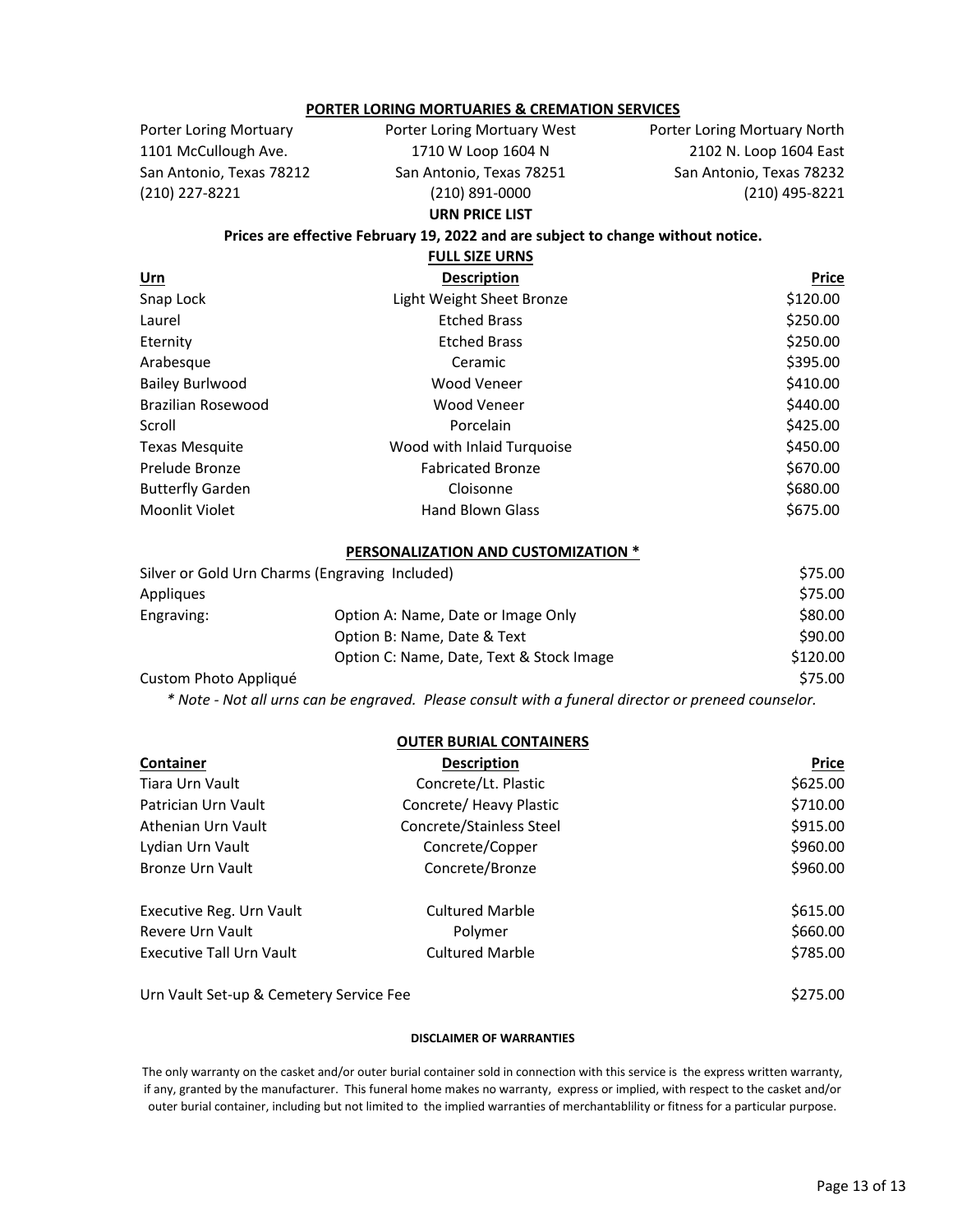## PORTER LORING MORTUARIES & CREMATION SERVICES

| | | |
|---|---|---|
| Porter Loring Mortuary | Porter Loring Mortuary West | Porter Loring Mortuary North |
| 1101 McCullough Ave. | 1710 W Loop 1604 N | 2102 N. Loop 1604 East |
| San Antonio, Texas 78212 | San Antonio, Texas 78251 | San Antonio, Texas 78232 |
| (210) 227-8221 | (210) 891-0000 | (210) 495-8221 |

### URN PRICE LIST

**Prices are effective February 19, 2022 and are subject to change without notice.**

### FULL SIZE URNS

| Urn | Description | Price |
|---|---|---|
| Snap Lock | Light Weight Sheet Bronze | $120.00 |
| Laurel | Etched Brass | $250.00 |
| Eternity | Etched Brass | $250.00 |
| Arabesque | Ceramic | $395.00 |
| Bailey Burlwood | Wood Veneer | $410.00 |
| Brazilian Rosewood | Wood Veneer | $440.00 |
| Scroll | Porcelain | $425.00 |
| Texas Mesquite | Wood with Inlaid Turquoise | $450.00 |
| Prelude Bronze | Fabricated Bronze | $670.00 |
| Butterfly Garden | Cloisonne | $680.00 |
| Moonlit Violet | Hand Blown Glass | $675.00 |

### PERSONALIZATION AND CUSTOMIZATION *

| | | |
|---|---|---|
| Silver or Gold Urn Charms (Engraving Included) | | $75.00 |
| Appliques | | $75.00 |
| Engraving: | Option A: Name, Date or Image Only | $80.00 |
| | Option B: Name, Date & Text | $90.00 |
| | Option C: Name, Date, Text & Stock Image | $120.00 |
| Custom Photo Appliqué | | $75.00 |

*\* Note - Not all urns can be engraved. Please consult with a funeral director or preneed counselor.*

### OUTER BURIAL CONTAINERS

| Container | Description | Price |
|---|---|---|
| Tiara Urn Vault | Concrete/Lt. Plastic | $625.00 |
| Patrician Urn Vault | Concrete/ Heavy Plastic | $710.00 |
| Athenian Urn Vault | Concrete/Stainless Steel | $915.00 |
| Lydian Urn Vault | Concrete/Copper | $960.00 |
| Bronze Urn Vault | Concrete/Bronze | $960.00 |
| Executive Reg. Urn Vault | Cultured Marble | $615.00 |
| Revere Urn Vault | Polymer | $660.00 |
| Executive Tall Urn Vault | Cultured Marble | $785.00 |
| Urn Vault Set-up & Cemetery Service Fee | | $275.00 |

#### DISCLAIMER OF WARRANTIES

The only warranty on the casket and/or outer burial container sold in connection with this service is the express written warranty, if any, granted by the manufacturer. This funeral home makes no warranty, express or implied, with respect to the casket and/or outer burial container, including but not limited to the implied warranties of merchantablility or fitness for a particular purpose.